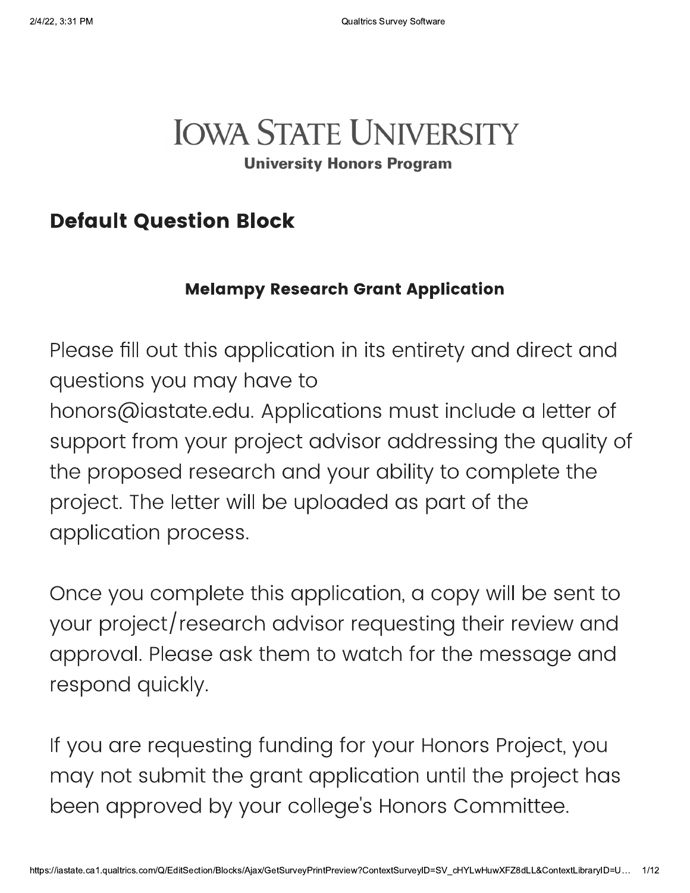# IOWA STATE UNIVERSITY

**University Honors Program**

## Default Question Block

### Melampy Research Grant Application

Please fill out this application in its entirety and direct and questions you may have to honors@iastate.edu. Applications must include a letter of support from your project advisor addressing the quality of the proposed research and your ability to complete the project. The letter will be uploaded as part of the application process.

Once you complete this application, a copy will be sent to your project/research advisor requesting their review and approval. Please ask them to watch for the message and respond quickly.

If you are requesting funding for your Honors Project, you may not submit the grant application until the project has been approved by your college's Honors Committee.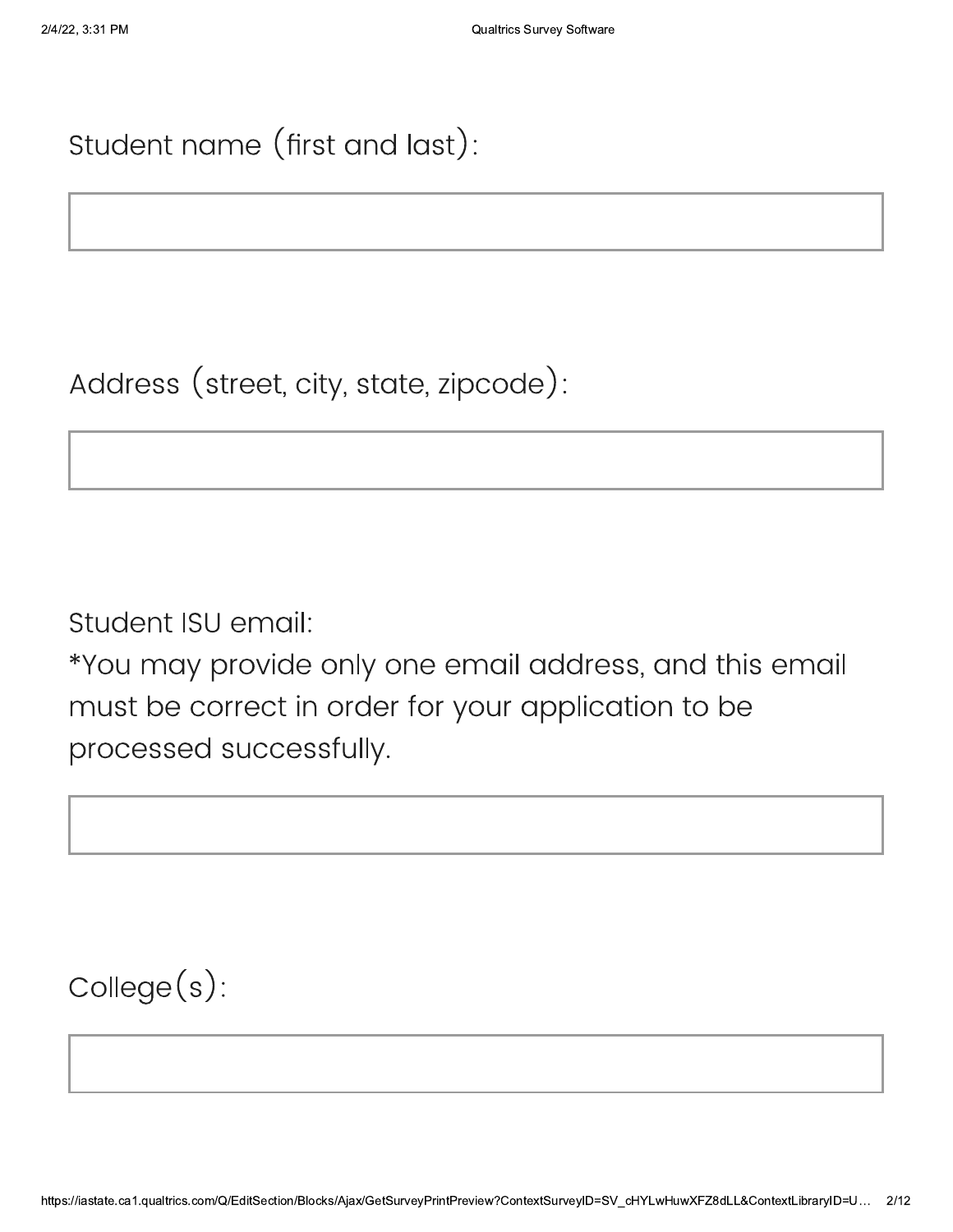Student name (first and last):

Address (street, city, state, zipcode):

Student ISU email:
*You may provide only one email address, and this email must be correct in order for your application to be processed successfully.

College(s):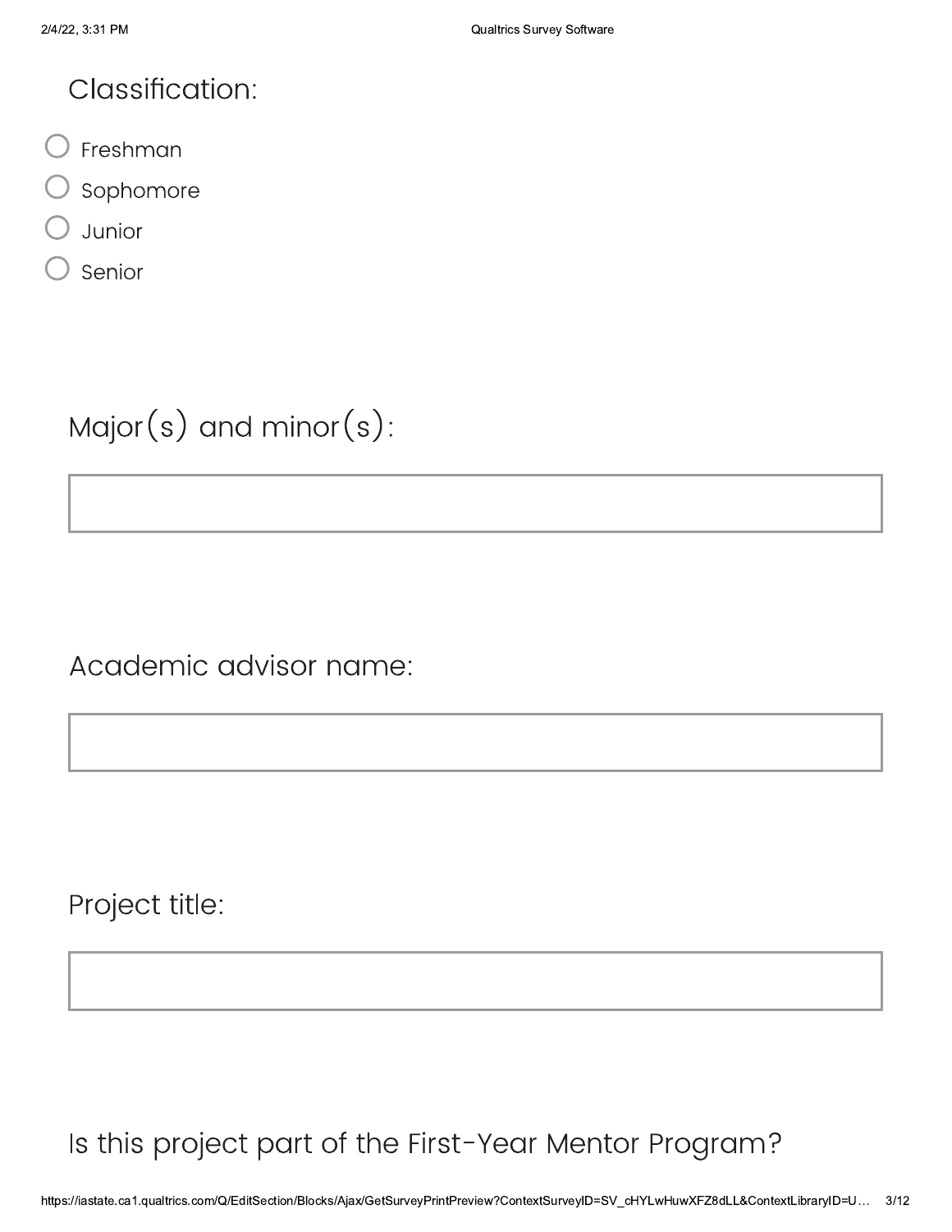Classification:

- Freshman
- Sophomore
- Junior
- Senior

Major(s) and minor(s):

Academic advisor name:

Project title:

Is this project part of the First-Year Mentor Program?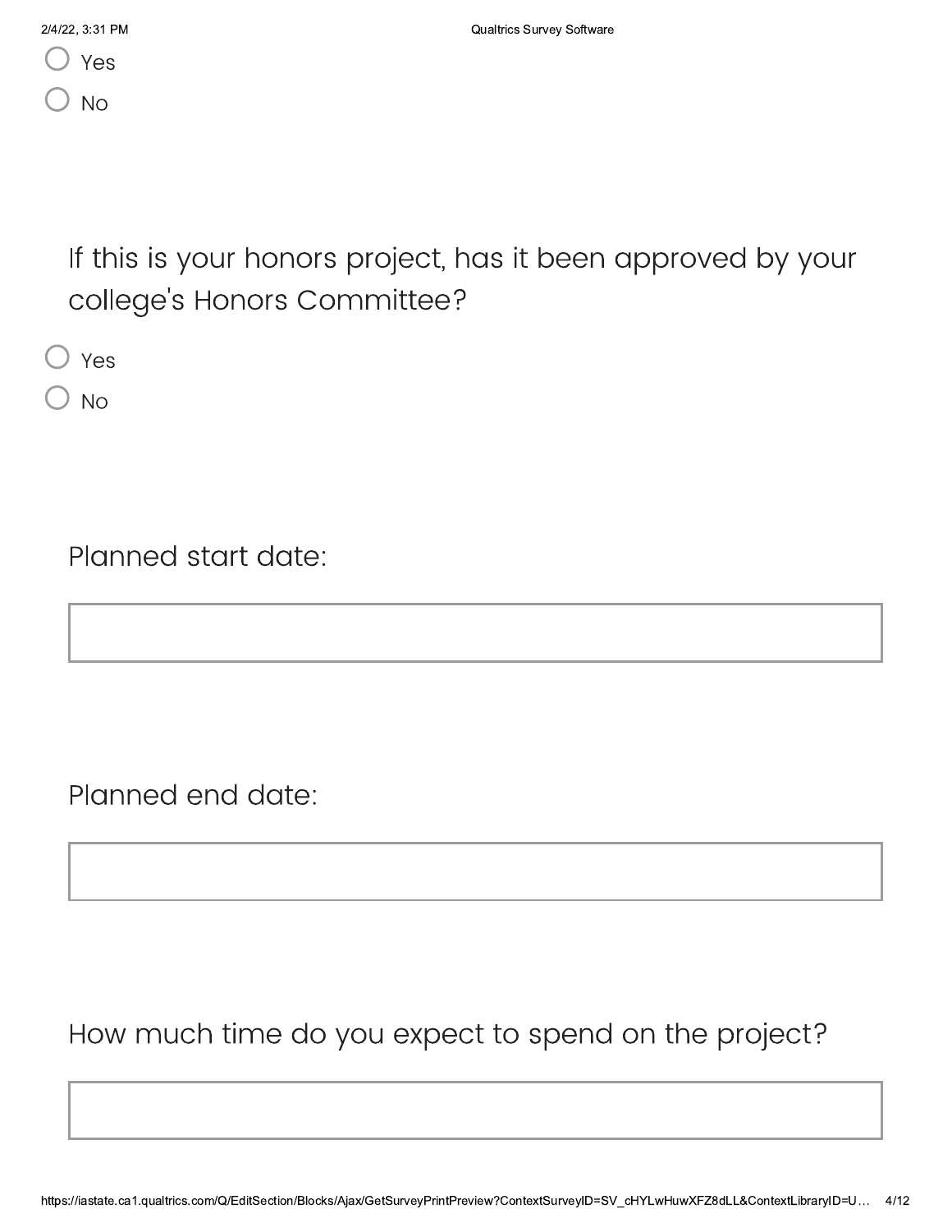- ○ Yes
- ○ No

If this is your honors project, has it been approved by your college's Honors Committee?

- ○ Yes
- ○ No

Planned start date:

Planned end date:

How much time do you expect to spend on the project?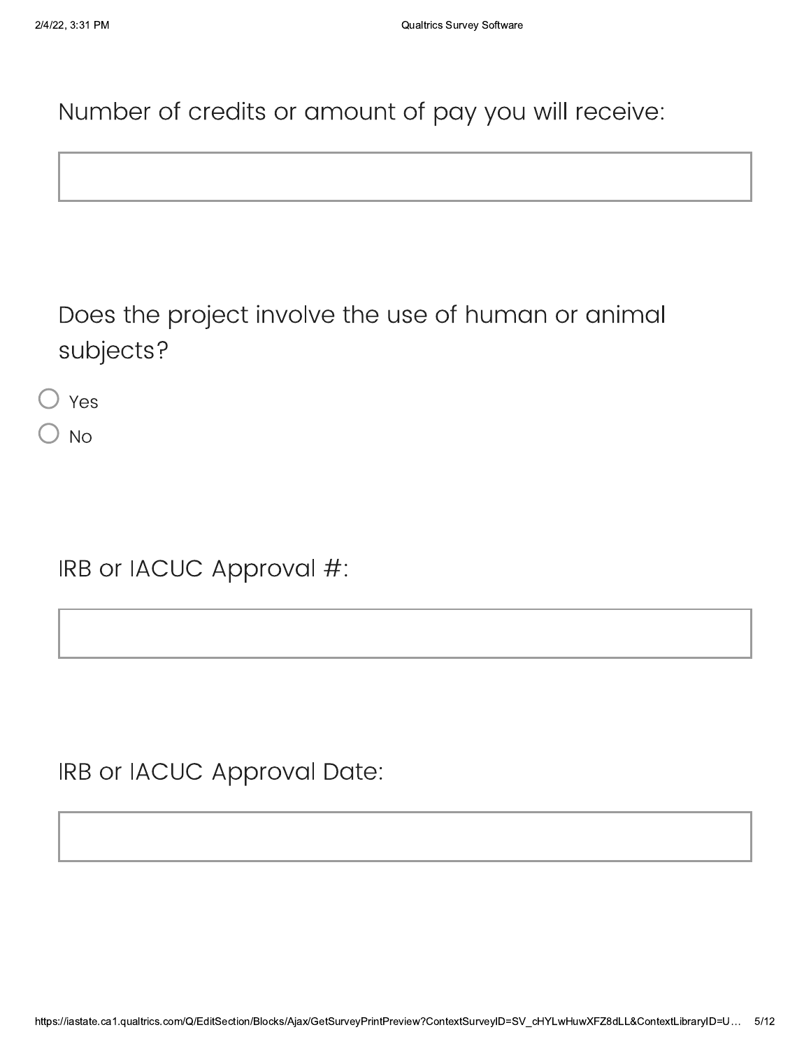Number of credits or amount of pay you will receive:

\_\_\_\_\_\_\_\_\_\_\_\_\_\_\_\_\_\_\_\_

Does the project involve the use of human or animal subjects?

- ○ Yes
- ○ No

IRB or IACUC Approval #:

\_\_\_\_\_\_\_\_\_\_\_\_\_\_\_\_\_\_\_\_

IRB or IACUC Approval Date:

\_\_\_\_\_\_\_\_\_\_\_\_\_\_\_\_\_\_\_\_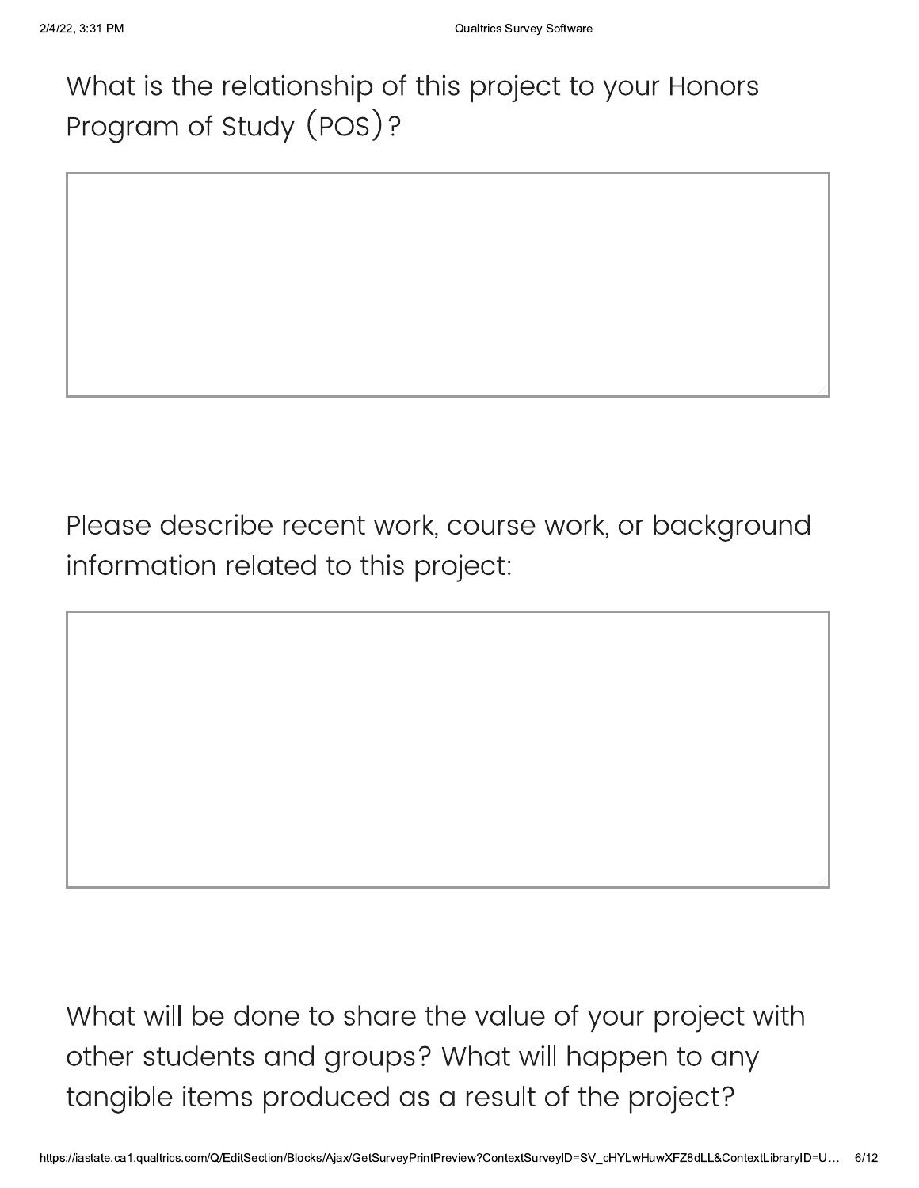What is the relationship of this project to your Honors Program of Study (POS)?

Please describe recent work, course work, or background information related to this project:

What will be done to share the value of your project with other students and groups? What will happen to any tangible items produced as a result of the project?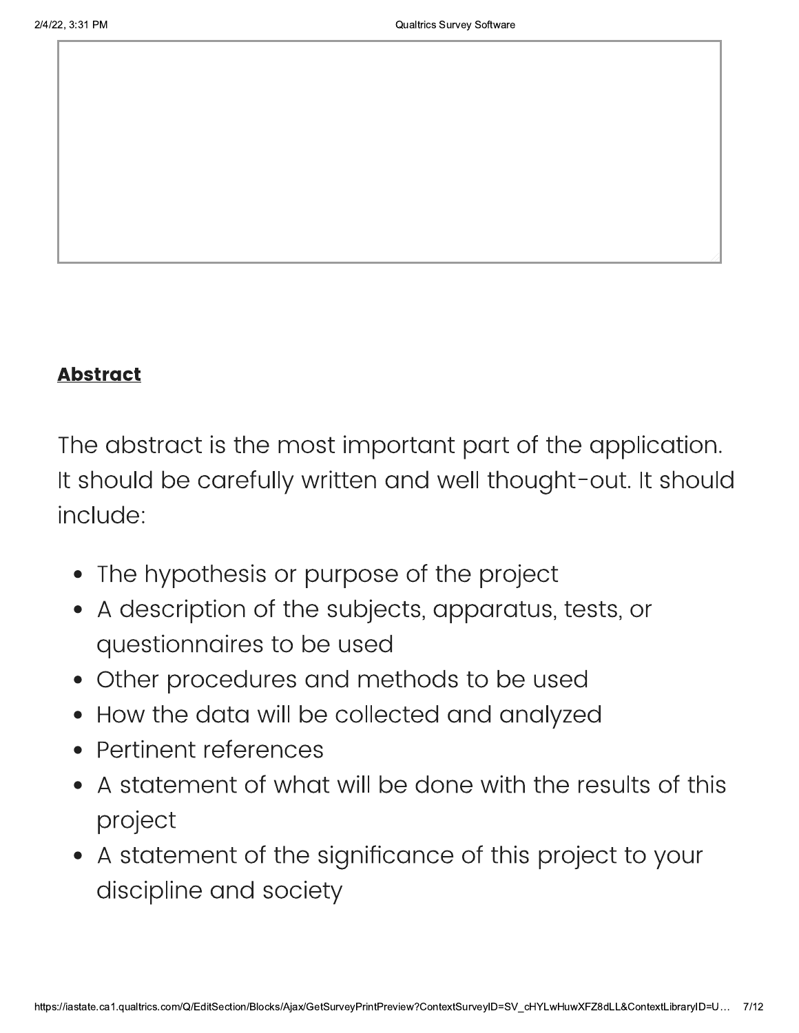**Abstract**

The abstract is the most important part of the application. It should be carefully written and well thought-out. It should include:

- The hypothesis or purpose of the project
- A description of the subjects, apparatus, tests, or questionnaires to be used
- Other procedures and methods to be used
- How the data will be collected and analyzed
- Pertinent references
- A statement of what will be done with the results of this project
- A statement of the significance of this project to your discipline and society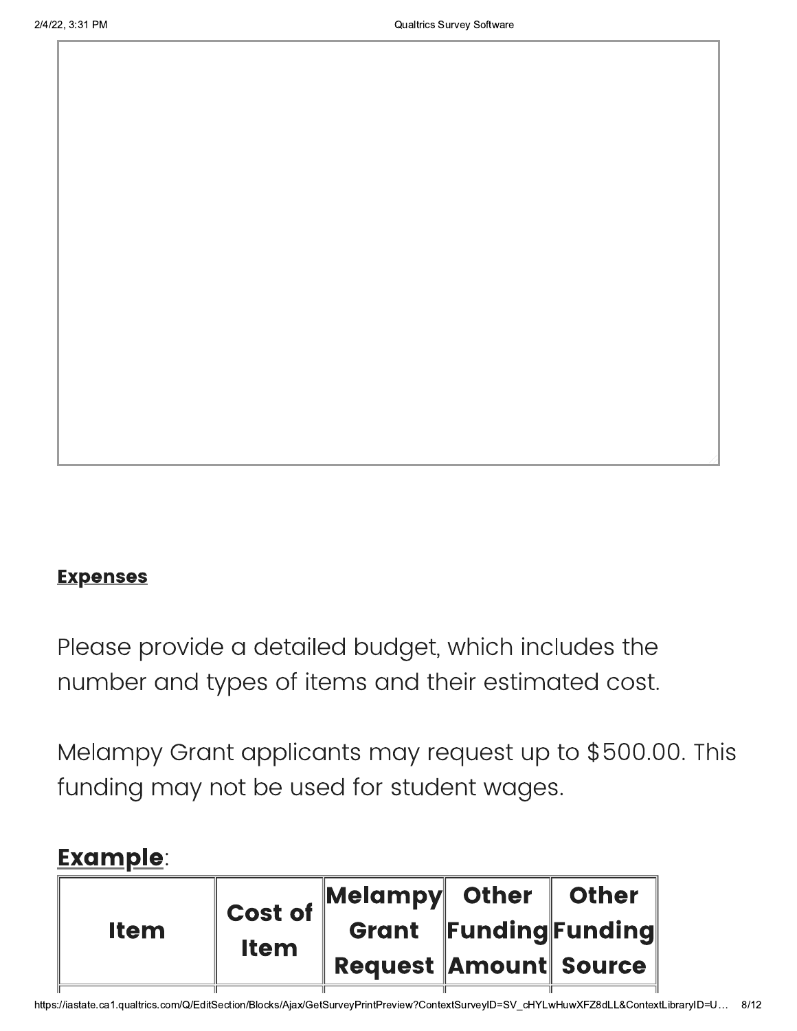**Expenses**

Please provide a detailed budget, which includes the number and types of items and their estimated cost.

Melampy Grant applicants may request up to $500.00. This funding may not be used for student wages.

**Example**:

| Item | Cost of Item | Melampy Grant Request | Other Funding Amount | Other Funding Source |
|---|---|---|---|---|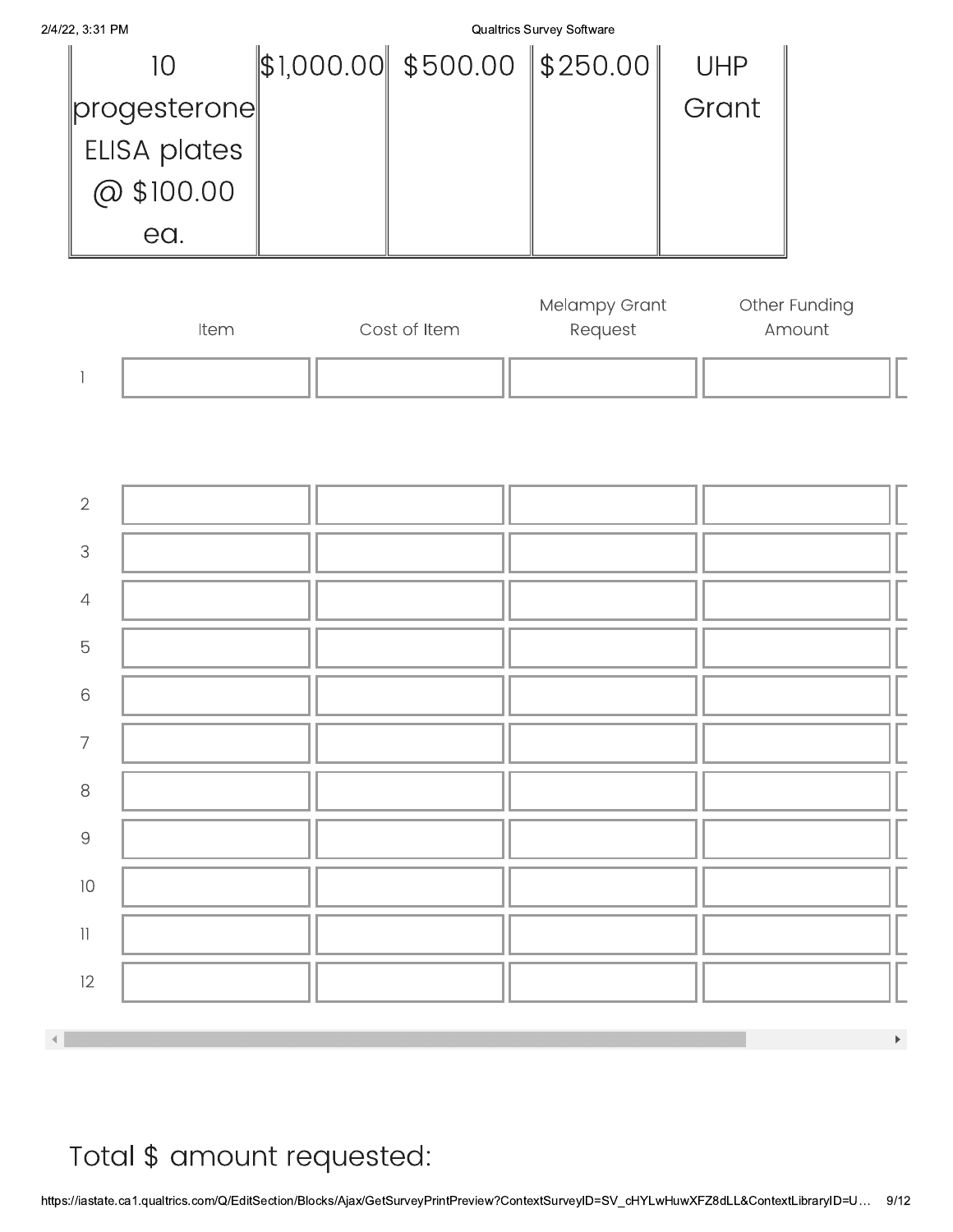| 10 progesterone ELISA plates @ $100.00 ea. | $1,000.00 | $500.00 | $250.00 | UHP Grant |
|---|---|---|---|---|

| | Item | Cost of Item | Melampy Grant Request | Other Funding Amount |
|---|---|---|---|---|
| 1 | | | | |
| 2 | | | | |
| 3 | | | | |
| 4 | | | | |
| 5 | | | | |
| 6 | | | | |
| 7 | | | | |
| 8 | | | | |
| 9 | | | | |
| 10 | | | | |
| 11 | | | | |
| 12 | | | | |

Total $ amount requested: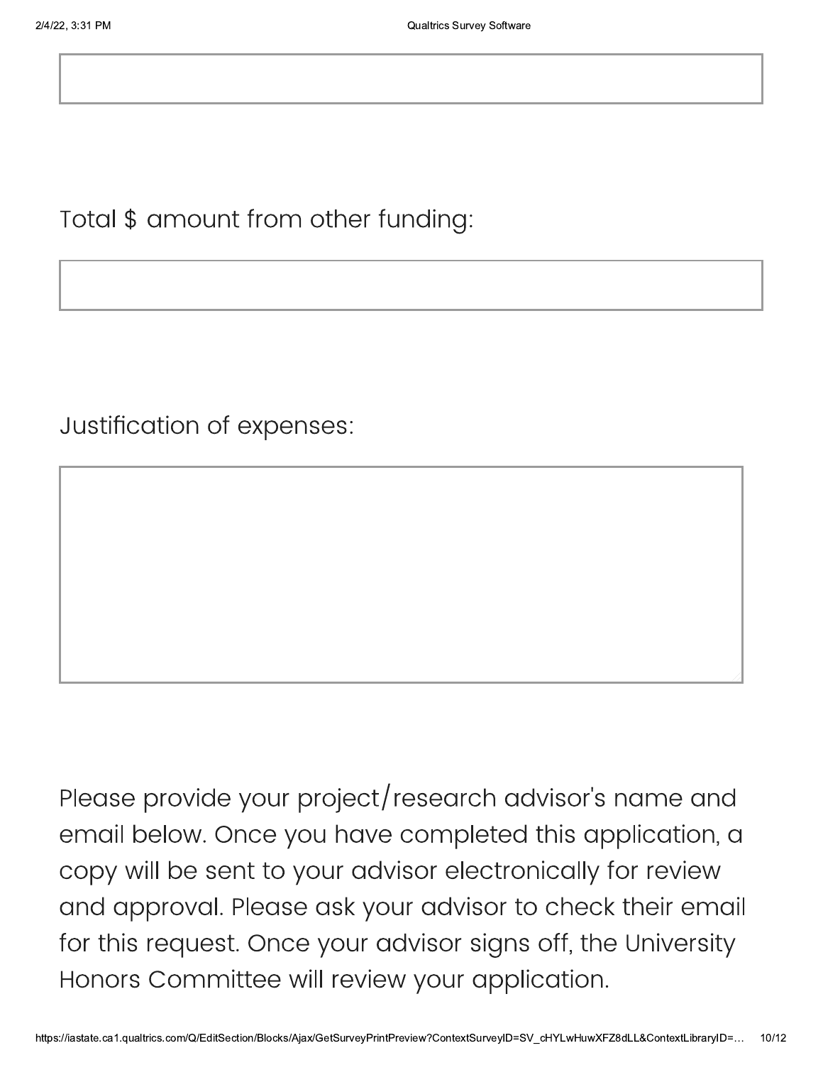Total $ amount from other funding:

Justification of expenses:

Please provide your project/research advisor's name and email below. Once you have completed this application, a copy will be sent to your advisor electronically for review and approval. Please ask your advisor to check their email for this request. Once your advisor signs off, the University Honors Committee will review your application.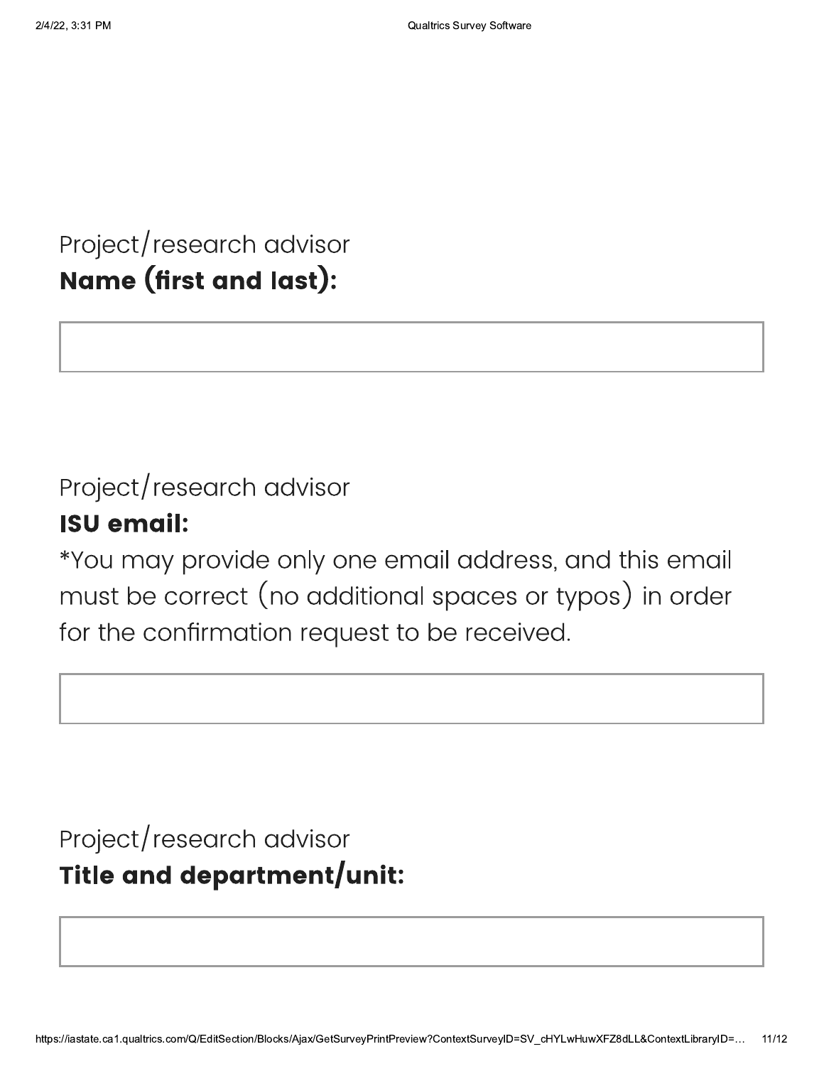Project/research advisor
**Name (first and last):**

Project/research advisor
**ISU email:**
*You may provide only one email address, and this email must be correct (no additional spaces or typos) in order for the confirmation request to be received.

Project/research advisor
**Title and department/unit:**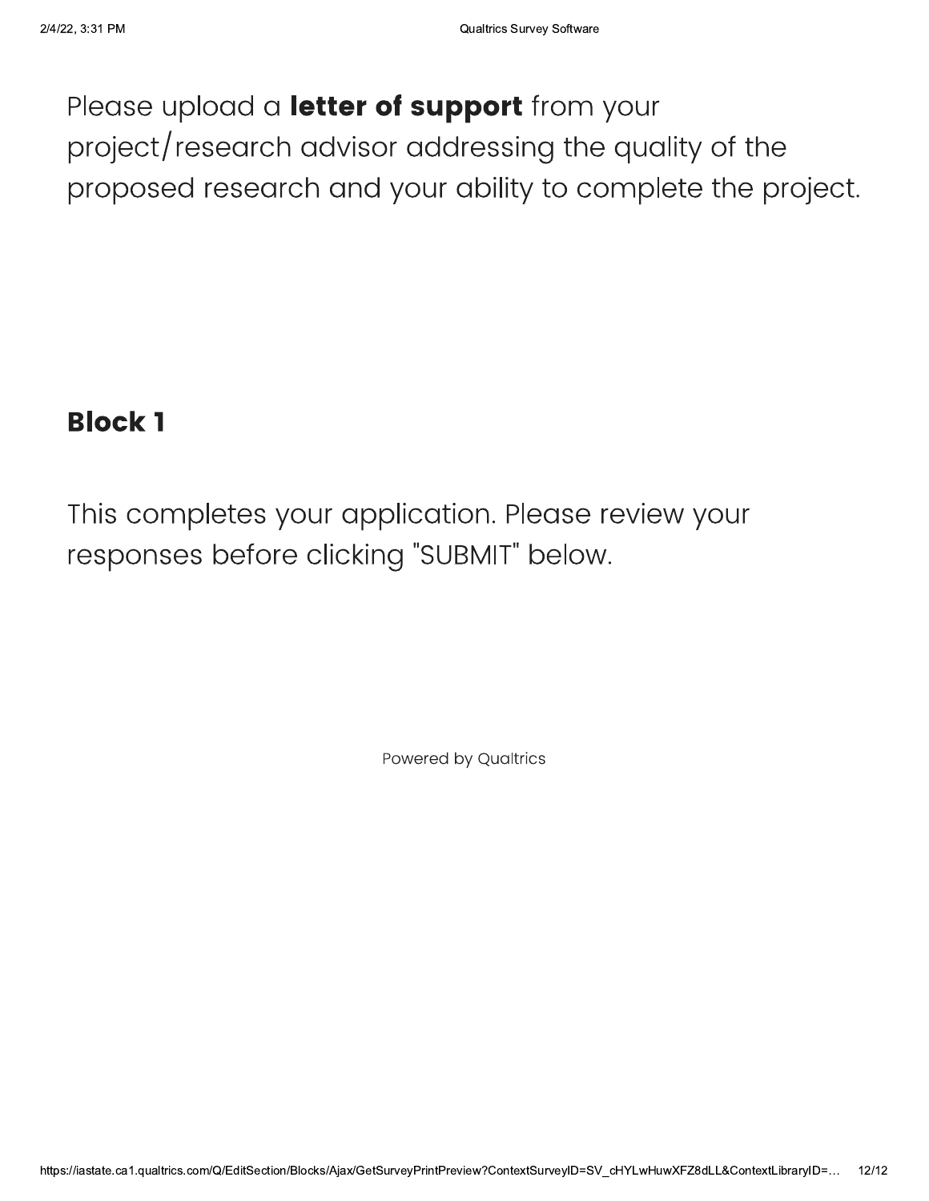Please upload a **letter of support** from your project/research advisor addressing the quality of the proposed research and your ability to complete the project.

## Block 1

This completes your application. Please review your responses before clicking "SUBMIT" below.

Powered by Qualtrics